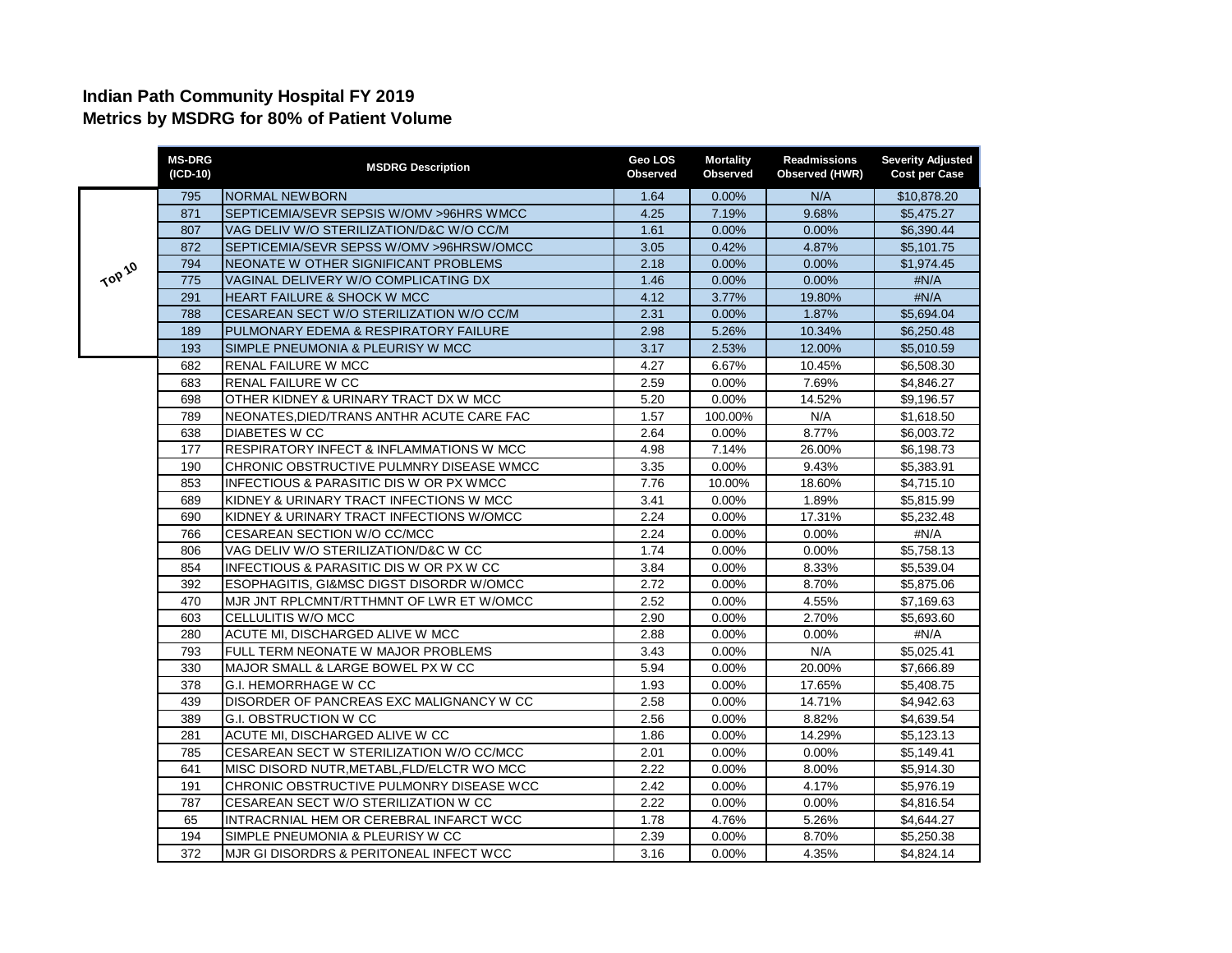**Indian Path Community Hospital FY 2019**
**Metrics by MSDRG for 80% of Patient Volume**

| | MS-DRG (ICD-10) | MSDRG Description | Geo LOS Observed | Mortality Observed | Readmissions Observed (HWR) | Severity Adjusted Cost per Case |
|---|---|---|---|---|---|---|
| Top 10 | 795 | NORMAL NEWBORN | 1.64 | 0.00% | N/A | $10,878.20 |
| | 871 | SEPTICEMIA/SEVR SEPSIS W/OMV >96HRS WMCC | 4.25 | 7.19% | 9.68% | $5,475.27 |
| | 807 | VAG DELIV W/O STERILIZATION/D&C W/O CC/M | 1.61 | 0.00% | 0.00% | $6,390.44 |
| | 872 | SEPTICEMIA/SEVR SEPSS W/OMV >96HRSW/OMCC | 3.05 | 0.42% | 4.87% | $5,101.75 |
| | 794 | NEONATE W OTHER SIGNIFICANT PROBLEMS | 2.18 | 0.00% | 0.00% | $1,974.45 |
| | 775 | VAGINAL DELIVERY W/O COMPLICATING DX | 1.46 | 0.00% | 0.00% | #N/A |
| | 291 | HEART FAILURE & SHOCK W MCC | 4.12 | 3.77% | 19.80% | #N/A |
| | 788 | CESAREAN SECT W/O STERILIZATION W/O CC/M | 2.31 | 0.00% | 1.87% | $5,694.04 |
| | 189 | PULMONARY EDEMA & RESPIRATORY FAILURE | 2.98 | 5.26% | 10.34% | $6,250.48 |
| | 193 | SIMPLE PNEUMONIA & PLEURISY W MCC | 3.17 | 2.53% | 12.00% | $5,010.59 |
| | 682 | RENAL FAILURE W MCC | 4.27 | 6.67% | 10.45% | $6,508.30 |
| | 683 | RENAL FAILURE W CC | 2.59 | 0.00% | 7.69% | $4,846.27 |
| | 698 | OTHER KIDNEY & URINARY TRACT DX W MCC | 5.20 | 0.00% | 14.52% | $9,196.57 |
| | 789 | NEONATES,DIED/TRANS ANTHR ACUTE CARE FAC | 1.57 | 100.00% | N/A | $1,618.50 |
| | 638 | DIABETES W CC | 2.64 | 0.00% | 8.77% | $6,003.72 |
| | 177 | RESPIRATORY INFECT & INFLAMMATIONS W MCC | 4.98 | 7.14% | 26.00% | $6,198.73 |
| | 190 | CHRONIC OBSTRUCTIVE PULMNRY DISEASE WMCC | 3.35 | 0.00% | 9.43% | $5,383.91 |
| | 853 | INFECTIOUS & PARASITIC DIS W OR PX WMCC | 7.76 | 10.00% | 18.60% | $4,715.10 |
| | 689 | KIDNEY & URINARY TRACT INFECTIONS W MCC | 3.41 | 0.00% | 1.89% | $5,815.99 |
| | 690 | KIDNEY & URINARY TRACT INFECTIONS W/OMCC | 2.24 | 0.00% | 17.31% | $5,232.48 |
| | 766 | CESAREAN SECTION W/O CC/MCC | 2.24 | 0.00% | 0.00% | #N/A |
| | 806 | VAG DELIV W/O STERILIZATION/D&C W CC | 1.74 | 0.00% | 0.00% | $5,758.13 |
| | 854 | INFECTIOUS & PARASITIC DIS W OR PX W CC | 3.84 | 0.00% | 8.33% | $5,539.04 |
| | 392 | ESOPHAGITIS, GI&MSC DIGST DISORDR W/OMCC | 2.72 | 0.00% | 8.70% | $5,875.06 |
| | 470 | MJR JNT RPLCMNT/RTTHMNT OF LWR ET W/OMCC | 2.52 | 0.00% | 4.55% | $7,169.63 |
| | 603 | CELLULITIS W/O MCC | 2.90 | 0.00% | 2.70% | $5,693.60 |
| | 280 | ACUTE MI, DISCHARGED ALIVE W MCC | 2.88 | 0.00% | 0.00% | #N/A |
| | 793 | FULL TERM NEONATE W MAJOR PROBLEMS | 3.43 | 0.00% | N/A | $5,025.41 |
| | 330 | MAJOR SMALL & LARGE BOWEL PX W CC | 5.94 | 0.00% | 20.00% | $7,666.89 |
| | 378 | G.I. HEMORRHAGE W CC | 1.93 | 0.00% | 17.65% | $5,408.75 |
| | 439 | DISORDER OF PANCREAS EXC MALIGNANCY W CC | 2.58 | 0.00% | 14.71% | $4,942.63 |
| | 389 | G.I. OBSTRUCTION W CC | 2.56 | 0.00% | 8.82% | $4,639.54 |
| | 281 | ACUTE MI, DISCHARGED ALIVE W CC | 1.86 | 0.00% | 14.29% | $5,123.13 |
| | 785 | CESAREAN SECT W STERILIZATION W/O CC/MCC | 2.01 | 0.00% | 0.00% | $5,149.41 |
| | 641 | MISC DISORD NUTR,METABL,FLD/ELCTR WO MCC | 2.22 | 0.00% | 8.00% | $5,914.30 |
| | 191 | CHRONIC OBSTRUCTIVE PULMONRY DISEASE WCC | 2.42 | 0.00% | 4.17% | $5,976.19 |
| | 787 | CESAREAN SECT W/O STERILIZATION W CC | 2.22 | 0.00% | 0.00% | $4,816.54 |
| | 65 | INTRACRNIAL HEM OR CEREBRAL INFARCT WCC | 1.78 | 4.76% | 5.26% | $4,644.27 |
| | 194 | SIMPLE PNEUMONIA & PLEURISY W CC | 2.39 | 0.00% | 8.70% | $5,250.38 |
| | 372 | MJR GI DISORDRS & PERITONEAL INFECT WCC | 3.16 | 0.00% | 4.35% | $4,824.14 |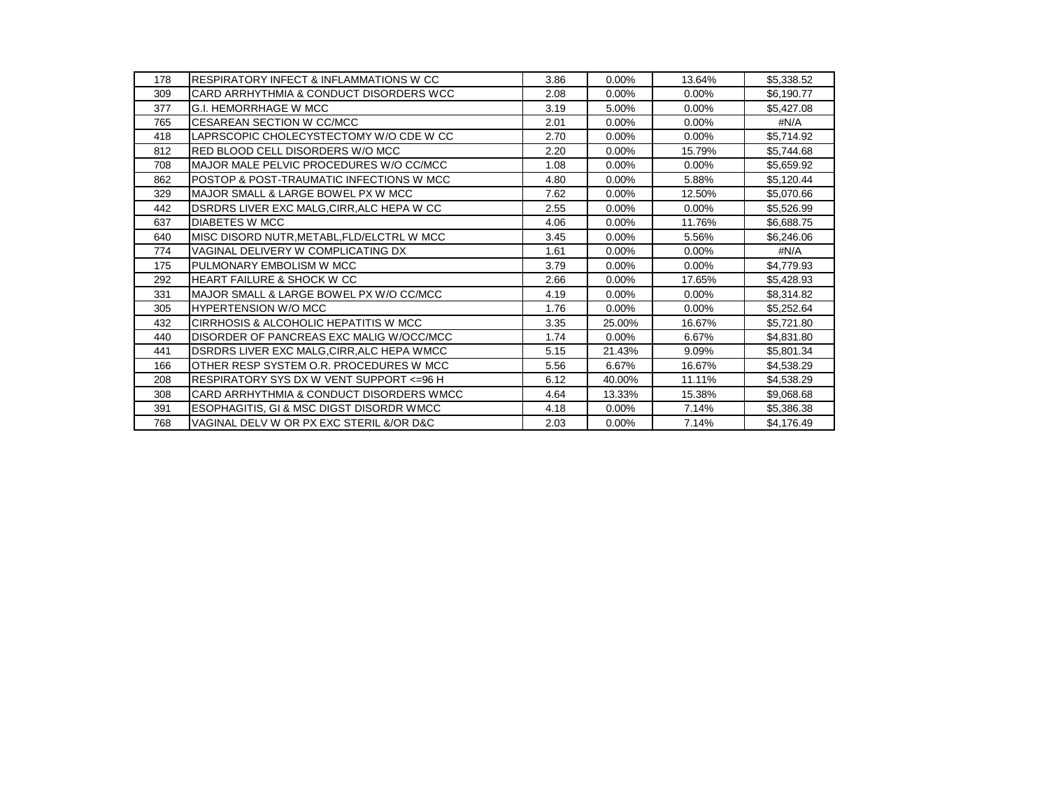| | | | | | |
|---|---|---|---|---|---|
| 178 | RESPIRATORY INFECT & INFLAMMATIONS W CC | 3.86 | 0.00% | 13.64% | $5,338.52 |
| 309 | CARD ARRHYTHMIA & CONDUCT DISORDERS WCC | 2.08 | 0.00% | 0.00% | $6,190.77 |
| 377 | G.I. HEMORRHAGE W MCC | 3.19 | 5.00% | 0.00% | $5,427.08 |
| 765 | CESAREAN SECTION W CC/MCC | 2.01 | 0.00% | 0.00% | #N/A |
| 418 | LAPRSCOPIC CHOLECYSTECTOMY W/O CDE W CC | 2.70 | 0.00% | 0.00% | $5,714.92 |
| 812 | RED BLOOD CELL DISORDERS W/O MCC | 2.20 | 0.00% | 15.79% | $5,744.68 |
| 708 | MAJOR MALE PELVIC PROCEDURES W/O CC/MCC | 1.08 | 0.00% | 0.00% | $5,659.92 |
| 862 | POSTOP & POST-TRAUMATIC INFECTIONS W MCC | 4.80 | 0.00% | 5.88% | $5,120.44 |
| 329 | MAJOR SMALL & LARGE BOWEL PX W MCC | 7.62 | 0.00% | 12.50% | $5,070.66 |
| 442 | DSRDRS LIVER EXC MALG,CIRR,ALC HEPA W CC | 2.55 | 0.00% | 0.00% | $5,526.99 |
| 637 | DIABETES W MCC | 4.06 | 0.00% | 11.76% | $6,688.75 |
| 640 | MISC DISORD NUTR,METABL,FLD/ELCTRL W MCC | 3.45 | 0.00% | 5.56% | $6,246.06 |
| 774 | VAGINAL DELIVERY W COMPLICATING DX | 1.61 | 0.00% | 0.00% | #N/A |
| 175 | PULMONARY EMBOLISM W MCC | 3.79 | 0.00% | 0.00% | $4,779.93 |
| 292 | HEART FAILURE & SHOCK W CC | 2.66 | 0.00% | 17.65% | $5,428.93 |
| 331 | MAJOR SMALL & LARGE BOWEL PX W/O CC/MCC | 4.19 | 0.00% | 0.00% | $8,314.82 |
| 305 | HYPERTENSION W/O MCC | 1.76 | 0.00% | 0.00% | $5,252.64 |
| 432 | CIRRHOSIS & ALCOHOLIC HEPATITIS W MCC | 3.35 | 25.00% | 16.67% | $5,721.80 |
| 440 | DISORDER OF PANCREAS EXC MALIG W/OCC/MCC | 1.74 | 0.00% | 6.67% | $4,831.80 |
| 441 | DSRDRS LIVER EXC MALG,CIRR,ALC HEPA WMCC | 5.15 | 21.43% | 9.09% | $5,801.34 |
| 166 | OTHER RESP SYSTEM O.R. PROCEDURES W MCC | 5.56 | 6.67% | 16.67% | $4,538.29 |
| 208 | RESPIRATORY SYS DX W VENT SUPPORT <=96 H | 6.12 | 40.00% | 11.11% | $4,538.29 |
| 308 | CARD ARRHYTHMIA & CONDUCT DISORDERS WMCC | 4.64 | 13.33% | 15.38% | $9,068.68 |
| 391 | ESOPHAGITIS, GI & MSC DIGST DISORDR WMCC | 4.18 | 0.00% | 7.14% | $5,386.38 |
| 768 | VAGINAL DELV W OR PX EXC STERIL &/OR D&C | 2.03 | 0.00% | 7.14% | $4,176.49 |